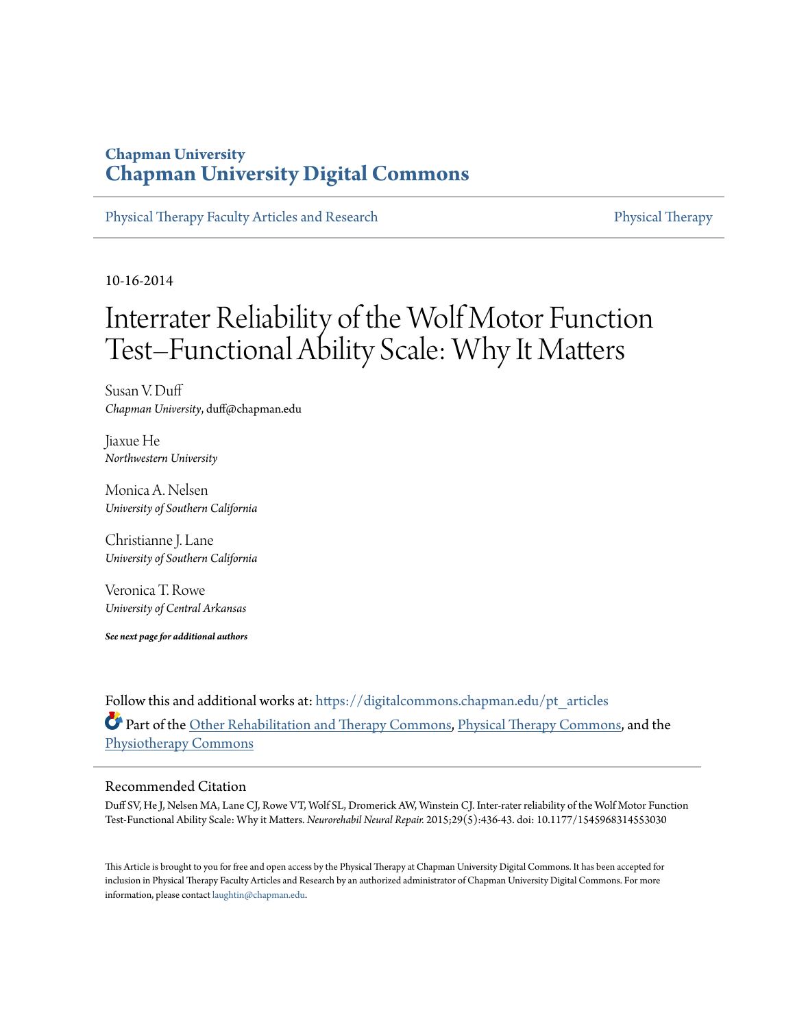Chapman University

# Chapman University Digital Commons

Physical Therapy Faculty Articles and Research | Physical Therapy

10-16-2014

# Interrater Reliability of the Wolf Motor Function Test–Functional Ability Scale: Why It Matters

Susan V. Duff
*Chapman University*, duff@chapman.edu

Jiaxue He
*Northwestern University*

Monica A. Nelsen
*University of Southern California*

Christianne J. Lane
*University of Southern California*

Veronica T. Rowe
*University of Central Arkansas*

***See next page for additional authors***

Follow this and additional works at: https://digitalcommons.chapman.edu/pt_articles

Part of the Other Rehabilitation and Therapy Commons, Physical Therapy Commons, and the Physiotherapy Commons

## Recommended Citation

Duff SV, He J, Nelsen MA, Lane CJ, Rowe VT, Wolf SL, Dromerick AW, Winstein CJ. Inter-rater reliability of the Wolf Motor Function Test-Functional Ability Scale: Why it Matters. *Neurorehabil Neural Repair.* 2015;29(5):436-43. doi: 10.1177/1545968314553030

This Article is brought to you for free and open access by the Physical Therapy at Chapman University Digital Commons. It has been accepted for inclusion in Physical Therapy Faculty Articles and Research by an authorized administrator of Chapman University Digital Commons. For more information, please contact laughtin@chapman.edu.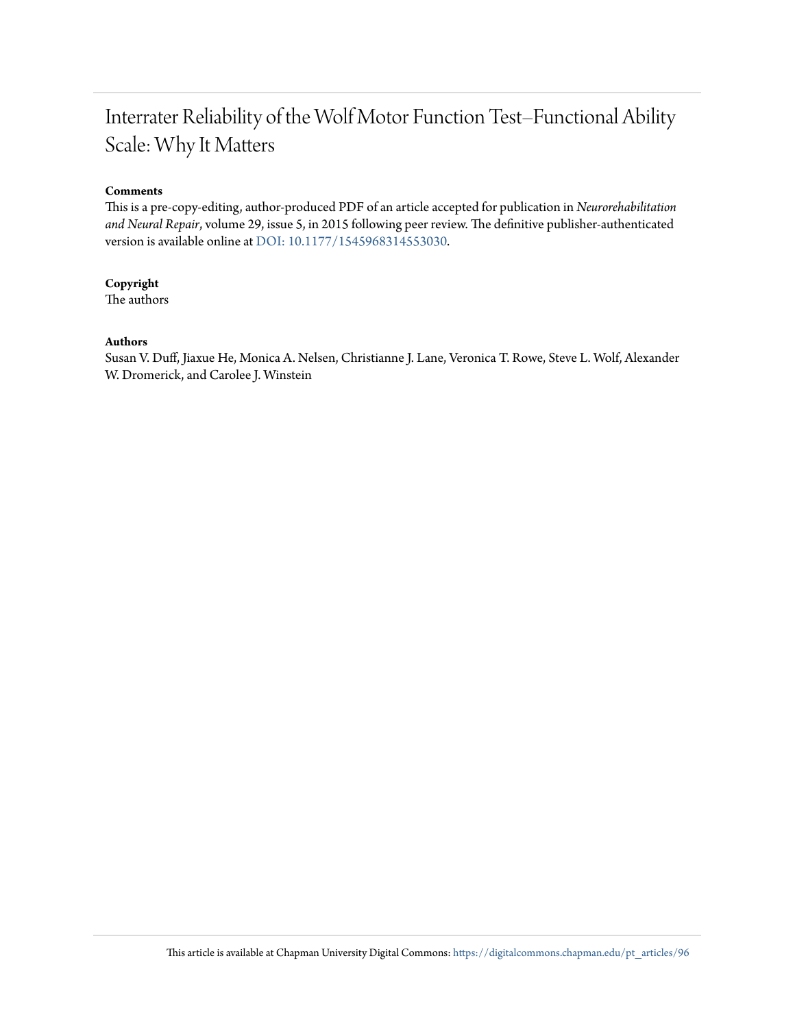# Interrater Reliability of the Wolf Motor Function Test–Functional Ability Scale: Why It Matters

**Comments**

This is a pre-copy-editing, author-produced PDF of an article accepted for publication in *Neurorehabilitation and Neural Repair*, volume 29, issue 5, in 2015 following peer review. The definitive publisher-authenticated version is available online at DOI: 10.1177/1545968314553030.

**Copyright**

The authors

**Authors**

Susan V. Duff, Jiaxue He, Monica A. Nelsen, Christianne J. Lane, Veronica T. Rowe, Steve L. Wolf, Alexander W. Dromerick, and Carolee J. Winstein

This article is available at Chapman University Digital Commons: https://digitalcommons.chapman.edu/pt_articles/96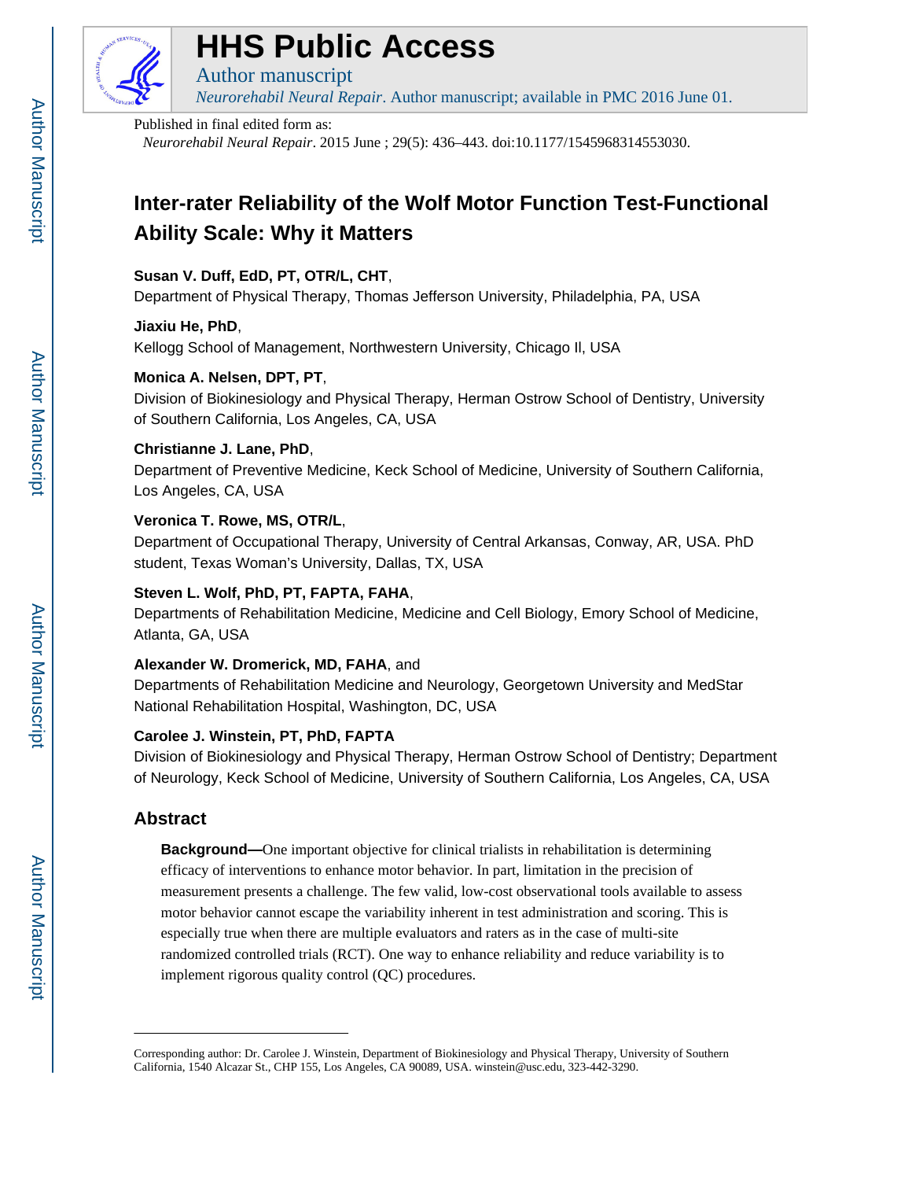Published in final edited form as:

*Neurorehabil Neural Repair*. 2015 June ; 29(5): 436–443. doi:10.1177/1545968314553030.

# Inter-rater Reliability of the Wolf Motor Function Test-Functional Ability Scale: Why it Matters

**Susan V. Duff, EdD, PT, OTR/L, CHT**,
Department of Physical Therapy, Thomas Jefferson University, Philadelphia, PA, USA

**Jiaxiu He, PhD**,
Kellogg School of Management, Northwestern University, Chicago Il, USA

**Monica A. Nelsen, DPT, PT**,
Division of Biokinesiology and Physical Therapy, Herman Ostrow School of Dentistry, University of Southern California, Los Angeles, CA, USA

**Christianne J. Lane, PhD**,
Department of Preventive Medicine, Keck School of Medicine, University of Southern California, Los Angeles, CA, USA

**Veronica T. Rowe, MS, OTR/L**,
Department of Occupational Therapy, University of Central Arkansas, Conway, AR, USA. PhD student, Texas Woman's University, Dallas, TX, USA

**Steven L. Wolf, PhD, PT, FAPTA, FAHA**,
Departments of Rehabilitation Medicine, Medicine and Cell Biology, Emory School of Medicine, Atlanta, GA, USA

**Alexander W. Dromerick, MD, FAHA**, and
Departments of Rehabilitation Medicine and Neurology, Georgetown University and MedStar National Rehabilitation Hospital, Washington, DC, USA

**Carolee J. Winstein, PT, PhD, FAPTA**
Division of Biokinesiology and Physical Therapy, Herman Ostrow School of Dentistry; Department of Neurology, Keck School of Medicine, University of Southern California, Los Angeles, CA, USA

## Abstract

**Background—**One important objective for clinical trialists in rehabilitation is determining efficacy of interventions to enhance motor behavior. In part, limitation in the precision of measurement presents a challenge. The few valid, low-cost observational tools available to assess motor behavior cannot escape the variability inherent in test administration and scoring. This is especially true when there are multiple evaluators and raters as in the case of multi-site randomized controlled trials (RCT). One way to enhance reliability and reduce variability is to implement rigorous quality control (QC) procedures.

---

Corresponding author: Dr. Carolee J. Winstein, Department of Biokinesiology and Physical Therapy, University of Southern California, 1540 Alcazar St., CHP 155, Los Angeles, CA 90089, USA. winstein@usc.edu, 323-442-3290.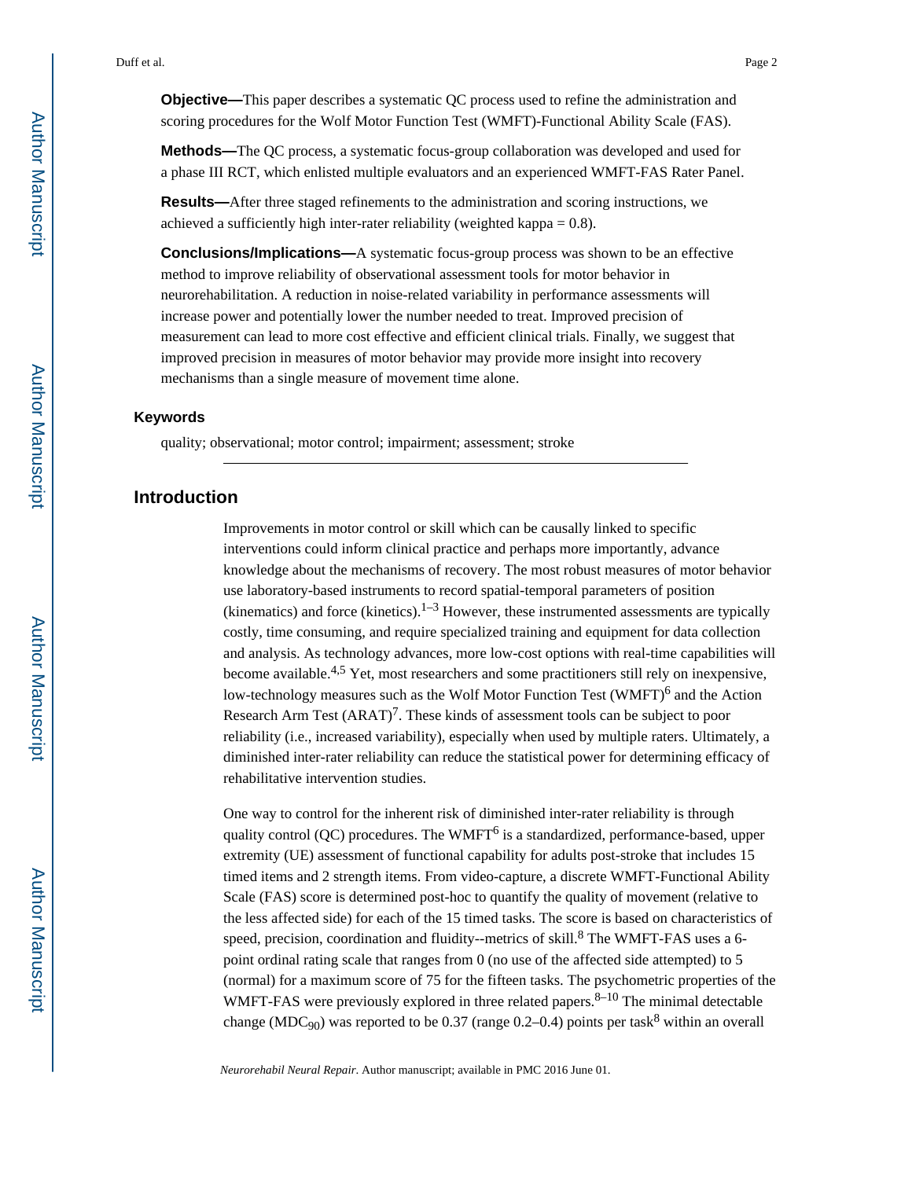**Objective—**This paper describes a systematic QC process used to refine the administration and scoring procedures for the Wolf Motor Function Test (WMFT)-Functional Ability Scale (FAS).

**Methods—**The QC process, a systematic focus-group collaboration was developed and used for a phase III RCT, which enlisted multiple evaluators and an experienced WMFT-FAS Rater Panel.

**Results—**After three staged refinements to the administration and scoring instructions, we achieved a sufficiently high inter-rater reliability (weighted kappa = 0.8).

**Conclusions/Implications—**A systematic focus-group process was shown to be an effective method to improve reliability of observational assessment tools for motor behavior in neurorehabilitation. A reduction in noise-related variability in performance assessments will increase power and potentially lower the number needed to treat. Improved precision of measurement can lead to more cost effective and efficient clinical trials. Finally, we suggest that improved precision in measures of motor behavior may provide more insight into recovery mechanisms than a single measure of movement time alone.

### Keywords

quality; observational; motor control; impairment; assessment; stroke

## Introduction

Improvements in motor control or skill which can be causally linked to specific interventions could inform clinical practice and perhaps more importantly, advance knowledge about the mechanisms of recovery. The most robust measures of motor behavior use laboratory-based instruments to record spatial-temporal parameters of position (kinematics) and force (kinetics).[1–3] However, these instrumented assessments are typically costly, time consuming, and require specialized training and equipment for data collection and analysis. As technology advances, more low-cost options with real-time capabilities will become available.[4,5] Yet, most researchers and some practitioners still rely on inexpensive, low-technology measures such as the Wolf Motor Function Test (WMFT)[6] and the Action Research Arm Test (ARAT)[7]. These kinds of assessment tools can be subject to poor reliability (i.e., increased variability), especially when used by multiple raters. Ultimately, a diminished inter-rater reliability can reduce the statistical power for determining efficacy of rehabilitative intervention studies.

One way to control for the inherent risk of diminished inter-rater reliability is through quality control (QC) procedures. The WMFT[6] is a standardized, performance-based, upper extremity (UE) assessment of functional capability for adults post-stroke that includes 15 timed items and 2 strength items. From video-capture, a discrete WMFT-Functional Ability Scale (FAS) score is determined post-hoc to quantify the quality of movement (relative to the less affected side) for each of the 15 timed tasks. The score is based on characteristics of speed, precision, coordination and fluidity--metrics of skill.[8] The WMFT-FAS uses a 6-point ordinal rating scale that ranges from 0 (no use of the affected side attempted) to 5 (normal) for a maximum score of 75 for the fifteen tasks. The psychometric properties of the WMFT-FAS were previously explored in three related papers.[8–10] The minimal detectable change ($MDC_{90}$) was reported to be 0.37 (range 0.2–0.4) points per task[8] within an overall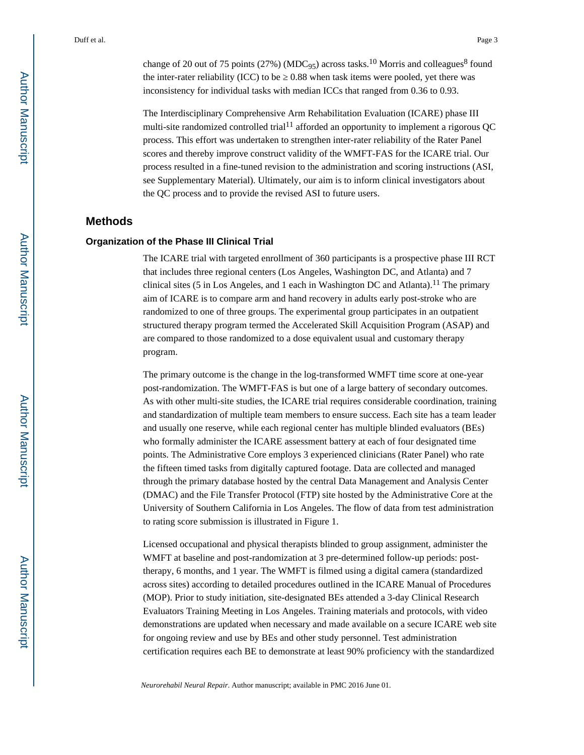change of 20 out of 75 points (27%) ($MDC_{95}$) across tasks.[10] Morris and colleagues[8] found the inter-rater reliability (ICC) to be ≥ 0.88 when task items were pooled, yet there was inconsistency for individual tasks with median ICCs that ranged from 0.36 to 0.93.

The Interdisciplinary Comprehensive Arm Rehabilitation Evaluation (ICARE) phase III multi-site randomized controlled trial[11] afforded an opportunity to implement a rigorous QC process. This effort was undertaken to strengthen inter-rater reliability of the Rater Panel scores and thereby improve construct validity of the WMFT-FAS for the ICARE trial. Our process resulted in a fine-tuned revision to the administration and scoring instructions (ASI, see Supplementary Material). Ultimately, our aim is to inform clinical investigators about the QC process and to provide the revised ASI to future users.

## Methods

### Organization of the Phase III Clinical Trial

The ICARE trial with targeted enrollment of 360 participants is a prospective phase III RCT that includes three regional centers (Los Angeles, Washington DC, and Atlanta) and 7 clinical sites (5 in Los Angeles, and 1 each in Washington DC and Atlanta).[11] The primary aim of ICARE is to compare arm and hand recovery in adults early post-stroke who are randomized to one of three groups. The experimental group participates in an outpatient structured therapy program termed the Accelerated Skill Acquisition Program (ASAP) and are compared to those randomized to a dose equivalent usual and customary therapy program.

The primary outcome is the change in the log-transformed WMFT time score at one-year post-randomization. The WMFT-FAS is but one of a large battery of secondary outcomes. As with other multi-site studies, the ICARE trial requires considerable coordination, training and standardization of multiple team members to ensure success. Each site has a team leader and usually one reserve, while each regional center has multiple blinded evaluators (BEs) who formally administer the ICARE assessment battery at each of four designated time points. The Administrative Core employs 3 experienced clinicians (Rater Panel) who rate the fifteen timed tasks from digitally captured footage. Data are collected and managed through the primary database hosted by the central Data Management and Analysis Center (DMAC) and the File Transfer Protocol (FTP) site hosted by the Administrative Core at the University of Southern California in Los Angeles. The flow of data from test administration to rating score submission is illustrated in Figure 1.

Licensed occupational and physical therapists blinded to group assignment, administer the WMFT at baseline and post-randomization at 3 pre-determined follow-up periods: post-therapy, 6 months, and 1 year. The WMFT is filmed using a digital camera (standardized across sites) according to detailed procedures outlined in the ICARE Manual of Procedures (MOP). Prior to study initiation, site-designated BEs attended a 3-day Clinical Research Evaluators Training Meeting in Los Angeles. Training materials and protocols, with video demonstrations are updated when necessary and made available on a secure ICARE web site for ongoing review and use by BEs and other study personnel. Test administration certification requires each BE to demonstrate at least 90% proficiency with the standardized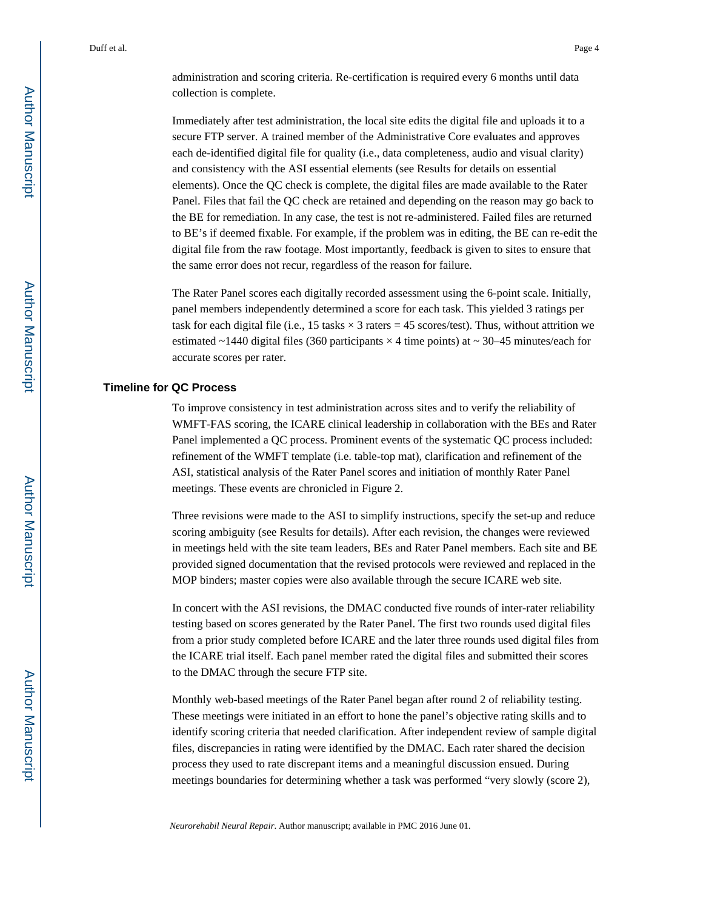administration and scoring criteria. Re-certification is required every 6 months until data collection is complete.

Immediately after test administration, the local site edits the digital file and uploads it to a secure FTP server. A trained member of the Administrative Core evaluates and approves each de-identified digital file for quality (i.e., data completeness, audio and visual clarity) and consistency with the ASI essential elements (see Results for details on essential elements). Once the QC check is complete, the digital files are made available to the Rater Panel. Files that fail the QC check are retained and depending on the reason may go back to the BE for remediation. In any case, the test is not re-administered. Failed files are returned to BE's if deemed fixable. For example, if the problem was in editing, the BE can re-edit the digital file from the raw footage. Most importantly, feedback is given to sites to ensure that the same error does not recur, regardless of the reason for failure.

The Rater Panel scores each digitally recorded assessment using the 6-point scale. Initially, panel members independently determined a score for each task. This yielded 3 ratings per task for each digital file (i.e., 15 tasks × 3 raters = 45 scores/test). Thus, without attrition we estimated ~1440 digital files (360 participants × 4 time points) at ~ 30–45 minutes/each for accurate scores per rater.

## Timeline for QC Process

To improve consistency in test administration across sites and to verify the reliability of WMFT-FAS scoring, the ICARE clinical leadership in collaboration with the BEs and Rater Panel implemented a QC process. Prominent events of the systematic QC process included: refinement of the WMFT template (i.e. table-top mat), clarification and refinement of the ASI, statistical analysis of the Rater Panel scores and initiation of monthly Rater Panel meetings. These events are chronicled in Figure 2.

Three revisions were made to the ASI to simplify instructions, specify the set-up and reduce scoring ambiguity (see Results for details). After each revision, the changes were reviewed in meetings held with the site team leaders, BEs and Rater Panel members. Each site and BE provided signed documentation that the revised protocols were reviewed and replaced in the MOP binders; master copies were also available through the secure ICARE web site.

In concert with the ASI revisions, the DMAC conducted five rounds of inter-rater reliability testing based on scores generated by the Rater Panel. The first two rounds used digital files from a prior study completed before ICARE and the later three rounds used digital files from the ICARE trial itself. Each panel member rated the digital files and submitted their scores to the DMAC through the secure FTP site.

Monthly web-based meetings of the Rater Panel began after round 2 of reliability testing. These meetings were initiated in an effort to hone the panel's objective rating skills and to identify scoring criteria that needed clarification. After independent review of sample digital files, discrepancies in rating were identified by the DMAC. Each rater shared the decision process they used to rate discrepant items and a meaningful discussion ensued. During meetings boundaries for determining whether a task was performed "very slowly (score 2),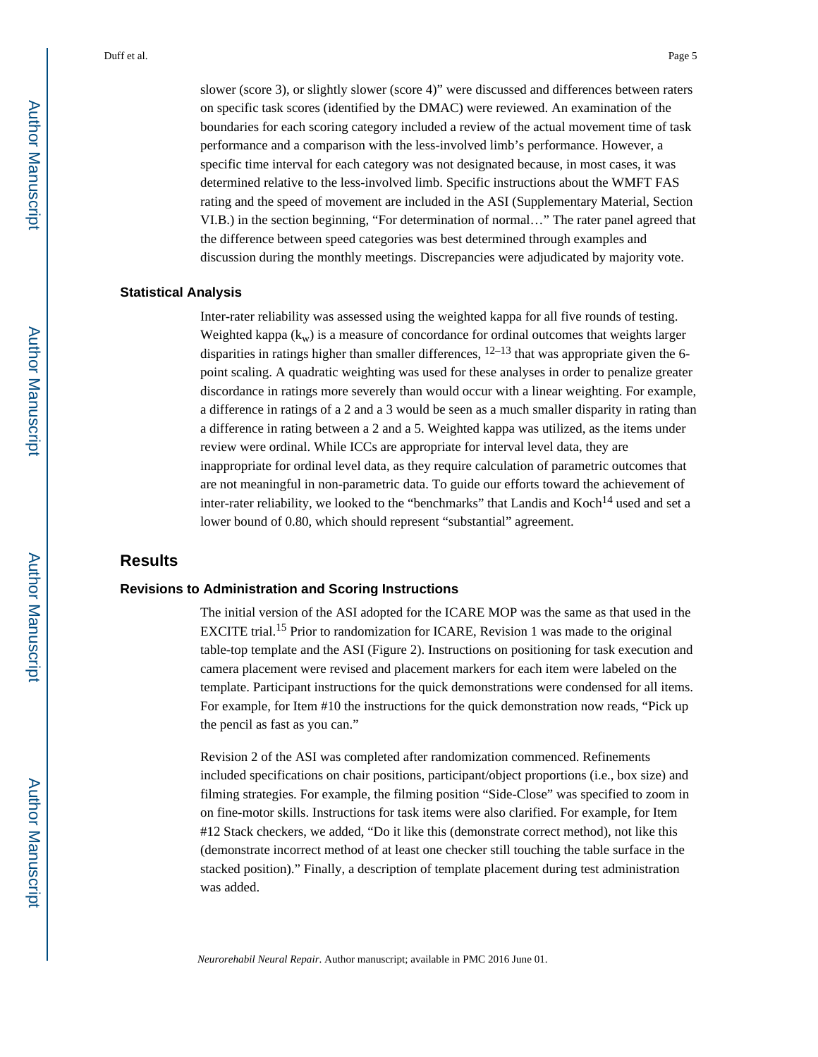slower (score 3), or slightly slower (score 4)" were discussed and differences between raters on specific task scores (identified by the DMAC) were reviewed. An examination of the boundaries for each scoring category included a review of the actual movement time of task performance and a comparison with the less-involved limb's performance. However, a specific time interval for each category was not designated because, in most cases, it was determined relative to the less-involved limb. Specific instructions about the WMFT FAS rating and the speed of movement are included in the ASI (Supplementary Material, Section VI.B.) in the section beginning, "For determination of normal…" The rater panel agreed that the difference between speed categories was best determined through examples and discussion during the monthly meetings. Discrepancies were adjudicated by majority vote.

### Statistical Analysis

Inter-rater reliability was assessed using the weighted kappa for all five rounds of testing. Weighted kappa ($k_w$) is a measure of concordance for ordinal outcomes that weights larger disparities in ratings higher than smaller differences, [12–13] that was appropriate given the 6-point scaling. A quadratic weighting was used for these analyses in order to penalize greater discordance in ratings more severely than would occur with a linear weighting. For example, a difference in ratings of a 2 and a 3 would be seen as a much smaller disparity in rating than a difference in rating between a 2 and a 5. Weighted kappa was utilized, as the items under review were ordinal. While ICCs are appropriate for interval level data, they are inappropriate for ordinal level data, as they require calculation of parametric outcomes that are not meaningful in non-parametric data. To guide our efforts toward the achievement of inter-rater reliability, we looked to the "benchmarks" that Landis and Koch[14] used and set a lower bound of 0.80, which should represent "substantial" agreement.

## Results

### Revisions to Administration and Scoring Instructions

The initial version of the ASI adopted for the ICARE MOP was the same as that used in the EXCITE trial.[15] Prior to randomization for ICARE, Revision 1 was made to the original table-top template and the ASI (Figure 2). Instructions on positioning for task execution and camera placement were revised and placement markers for each item were labeled on the template. Participant instructions for the quick demonstrations were condensed for all items. For example, for Item #10 the instructions for the quick demonstration now reads, "Pick up the pencil as fast as you can."

Revision 2 of the ASI was completed after randomization commenced. Refinements included specifications on chair positions, participant/object proportions (i.e., box size) and filming strategies. For example, the filming position "Side-Close" was specified to zoom in on fine-motor skills. Instructions for task items were also clarified. For example, for Item #12 Stack checkers, we added, "Do it like this (demonstrate correct method), not like this (demonstrate incorrect method of at least one checker still touching the table surface in the stacked position)." Finally, a description of template placement during test administration was added.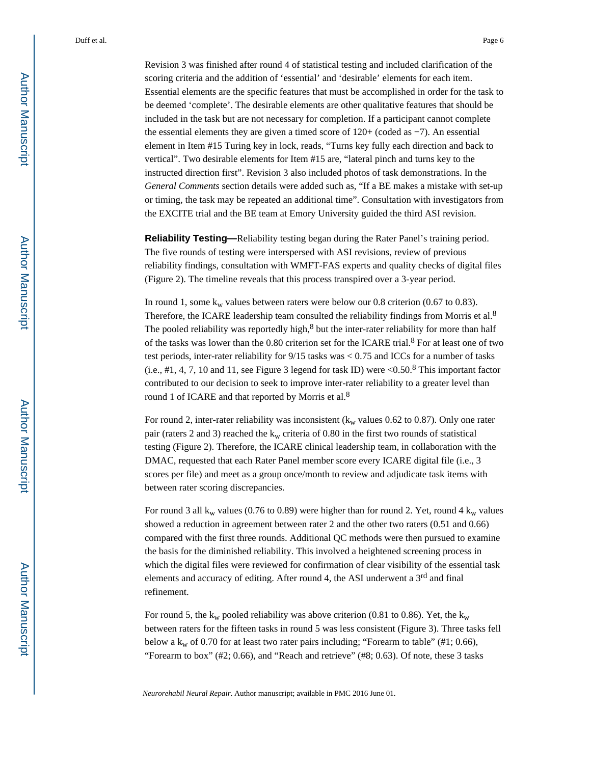Revision 3 was finished after round 4 of statistical testing and included clarification of the scoring criteria and the addition of 'essential' and 'desirable' elements for each item. Essential elements are the specific features that must be accomplished in order for the task to be deemed 'complete'. The desirable elements are other qualitative features that should be included in the task but are not necessary for completion. If a participant cannot complete the essential elements they are given a timed score of 120+ (coded as −7). An essential element in Item #15 Turing key in lock, reads, "Turns key fully each direction and back to vertical". Two desirable elements for Item #15 are, "lateral pinch and turns key to the instructed direction first". Revision 3 also included photos of task demonstrations. In the *General Comments* section details were added such as, "If a BE makes a mistake with set-up or timing, the task may be repeated an additional time". Consultation with investigators from the EXCITE trial and the BE team at Emory University guided the third ASI revision.

**Reliability Testing—**Reliability testing began during the Rater Panel's training period. The five rounds of testing were interspersed with ASI revisions, review of previous reliability findings, consultation with WMFT-FAS experts and quality checks of digital files (Figure 2). The timeline reveals that this process transpired over a 3-year period.

In round 1, some $k_w$ values between raters were below our 0.8 criterion (0.67 to 0.83). Therefore, the ICARE leadership team consulted the reliability findings from Morris et al.[8] The pooled reliability was reportedly high,[8] but the inter-rater reliability for more than half of the tasks was lower than the 0.80 criterion set for the ICARE trial.[8] For at least one of two test periods, inter-rater reliability for 9/15 tasks was < 0.75 and ICCs for a number of tasks (i.e., #1, 4, 7, 10 and 11, see Figure 3 legend for task ID) were <0.50.[8] This important factor contributed to our decision to seek to improve inter-rater reliability to a greater level than round 1 of ICARE and that reported by Morris et al.[8]

For round 2, inter-rater reliability was inconsistent ($k_w$ values 0.62 to 0.87). Only one rater pair (raters 2 and 3) reached the $k_w$ criteria of 0.80 in the first two rounds of statistical testing (Figure 2). Therefore, the ICARE clinical leadership team, in collaboration with the DMAC, requested that each Rater Panel member score every ICARE digital file (i.e., 3 scores per file) and meet as a group once/month to review and adjudicate task items with between rater scoring discrepancies.

For round 3 all $k_w$ values (0.76 to 0.89) were higher than for round 2. Yet, round 4 $k_w$ values showed a reduction in agreement between rater 2 and the other two raters (0.51 and 0.66) compared with the first three rounds. Additional QC methods were then pursued to examine the basis for the diminished reliability. This involved a heightened screening process in which the digital files were reviewed for confirmation of clear visibility of the essential task elements and accuracy of editing. After round 4, the ASI underwent a 3rd and final refinement.

For round 5, the $k_w$ pooled reliability was above criterion (0.81 to 0.86). Yet, the $k_w$ between raters for the fifteen tasks in round 5 was less consistent (Figure 3). Three tasks fell below a $k_w$ of 0.70 for at least two rater pairs including; "Forearm to table" (#1; 0.66), "Forearm to box" (#2; 0.66), and "Reach and retrieve" (#8; 0.63). Of note, these 3 tasks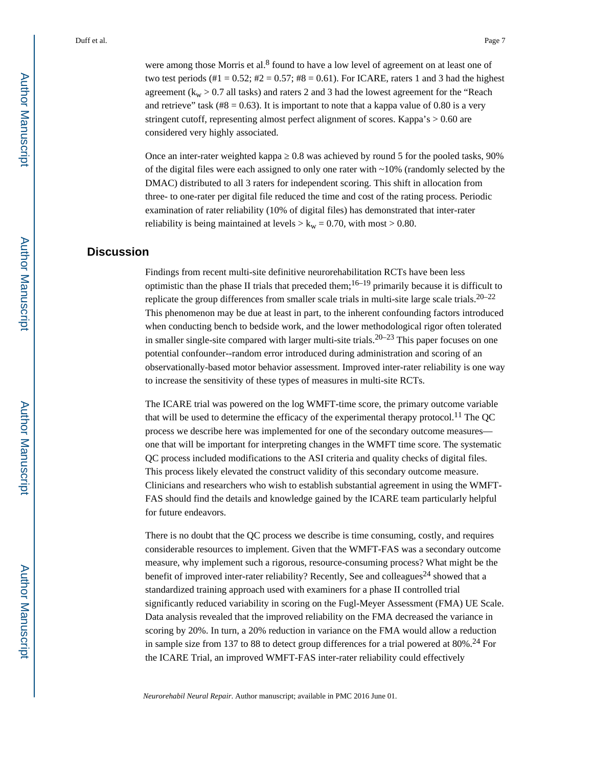were among those Morris et al.[8] found to have a low level of agreement on at least one of two test periods (#1 = 0.52; #2 = 0.57; #8 = 0.61). For ICARE, raters 1 and 3 had the highest agreement ($k_w > 0.7$ all tasks) and raters 2 and 3 had the lowest agreement for the "Reach and retrieve" task (#8 = 0.63). It is important to note that a kappa value of 0.80 is a very stringent cutoff, representing almost perfect alignment of scores. Kappa's > 0.60 are considered very highly associated.

Once an inter-rater weighted kappa ≥ 0.8 was achieved by round 5 for the pooled tasks, 90% of the digital files were each assigned to only one rater with ~10% (randomly selected by the DMAC) distributed to all 3 raters for independent scoring. This shift in allocation from three- to one-rater per digital file reduced the time and cost of the rating process. Periodic examination of rater reliability (10% of digital files) has demonstrated that inter-rater reliability is being maintained at levels > $k_w = 0.70$, with most > 0.80.

## Discussion

Findings from recent multi-site definitive neurorehabilitation RCTs have been less optimistic than the phase II trials that preceded them;[16–19] primarily because it is difficult to replicate the group differences from smaller scale trials in multi-site large scale trials.[20–22] This phenomenon may be due at least in part, to the inherent confounding factors introduced when conducting bench to bedside work, and the lower methodological rigor often tolerated in smaller single-site compared with larger multi-site trials.[20–23] This paper focuses on one potential confounder--random error introduced during administration and scoring of an observationally-based motor behavior assessment. Improved inter-rater reliability is one way to increase the sensitivity of these types of measures in multi-site RCTs.

The ICARE trial was powered on the log WMFT-time score, the primary outcome variable that will be used to determine the efficacy of the experimental therapy protocol.[11] The QC process we describe here was implemented for one of the secondary outcome measures—one that will be important for interpreting changes in the WMFT time score. The systematic QC process included modifications to the ASI criteria and quality checks of digital files. This process likely elevated the construct validity of this secondary outcome measure. Clinicians and researchers who wish to establish substantial agreement in using the WMFT-FAS should find the details and knowledge gained by the ICARE team particularly helpful for future endeavors.

There is no doubt that the QC process we describe is time consuming, costly, and requires considerable resources to implement. Given that the WMFT-FAS was a secondary outcome measure, why implement such a rigorous, resource-consuming process? What might be the benefit of improved inter-rater reliability? Recently, See and colleagues[24] showed that a standardized training approach used with examiners for a phase II controlled trial significantly reduced variability in scoring on the Fugl-Meyer Assessment (FMA) UE Scale. Data analysis revealed that the improved reliability on the FMA decreased the variance in scoring by 20%. In turn, a 20% reduction in variance on the FMA would allow a reduction in sample size from 137 to 88 to detect group differences for a trial powered at 80%.[24] For the ICARE Trial, an improved WMFT-FAS inter-rater reliability could effectively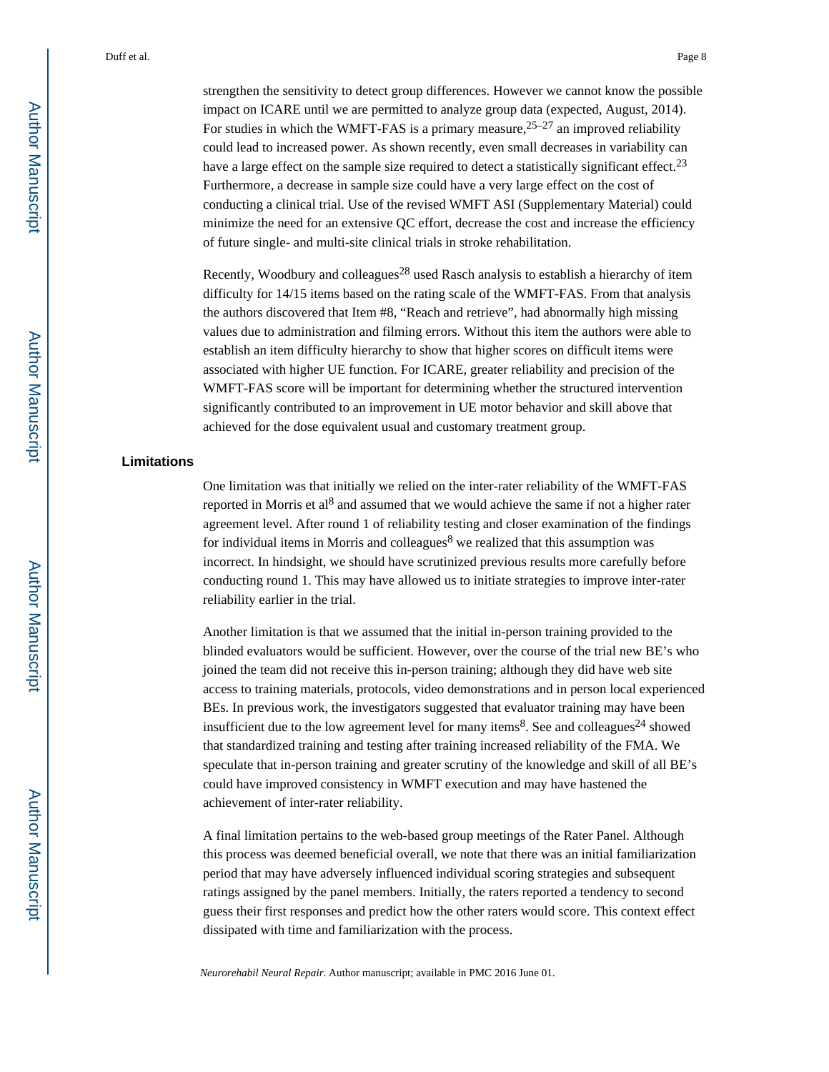strengthen the sensitivity to detect group differences. However we cannot know the possible impact on ICARE until we are permitted to analyze group data (expected, August, 2014). For studies in which the WMFT-FAS is a primary measure,[25–27] an improved reliability could lead to increased power. As shown recently, even small decreases in variability can have a large effect on the sample size required to detect a statistically significant effect.[23] Furthermore, a decrease in sample size could have a very large effect on the cost of conducting a clinical trial. Use of the revised WMFT ASI (Supplementary Material) could minimize the need for an extensive QC effort, decrease the cost and increase the efficiency of future single- and multi-site clinical trials in stroke rehabilitation.

Recently, Woodbury and colleagues[28] used Rasch analysis to establish a hierarchy of item difficulty for 14/15 items based on the rating scale of the WMFT-FAS. From that analysis the authors discovered that Item #8, "Reach and retrieve", had abnormally high missing values due to administration and filming errors. Without this item the authors were able to establish an item difficulty hierarchy to show that higher scores on difficult items were associated with higher UE function. For ICARE, greater reliability and precision of the WMFT-FAS score will be important for determining whether the structured intervention significantly contributed to an improvement in UE motor behavior and skill above that achieved for the dose equivalent usual and customary treatment group.

## Limitations

One limitation was that initially we relied on the inter-rater reliability of the WMFT-FAS reported in Morris et al[8] and assumed that we would achieve the same if not a higher rater agreement level. After round 1 of reliability testing and closer examination of the findings for individual items in Morris and colleagues[8] we realized that this assumption was incorrect. In hindsight, we should have scrutinized previous results more carefully before conducting round 1. This may have allowed us to initiate strategies to improve inter-rater reliability earlier in the trial.

Another limitation is that we assumed that the initial in-person training provided to the blinded evaluators would be sufficient. However, over the course of the trial new BE's who joined the team did not receive this in-person training; although they did have web site access to training materials, protocols, video demonstrations and in person local experienced BEs. In previous work, the investigators suggested that evaluator training may have been insufficient due to the low agreement level for many items[8]. See and colleagues[24] showed that standardized training and testing after training increased reliability of the FMA. We speculate that in-person training and greater scrutiny of the knowledge and skill of all BE's could have improved consistency in WMFT execution and may have hastened the achievement of inter-rater reliability.

A final limitation pertains to the web-based group meetings of the Rater Panel. Although this process was deemed beneficial overall, we note that there was an initial familiarization period that may have adversely influenced individual scoring strategies and subsequent ratings assigned by the panel members. Initially, the raters reported a tendency to second guess their first responses and predict how the other raters would score. This context effect dissipated with time and familiarization with the process.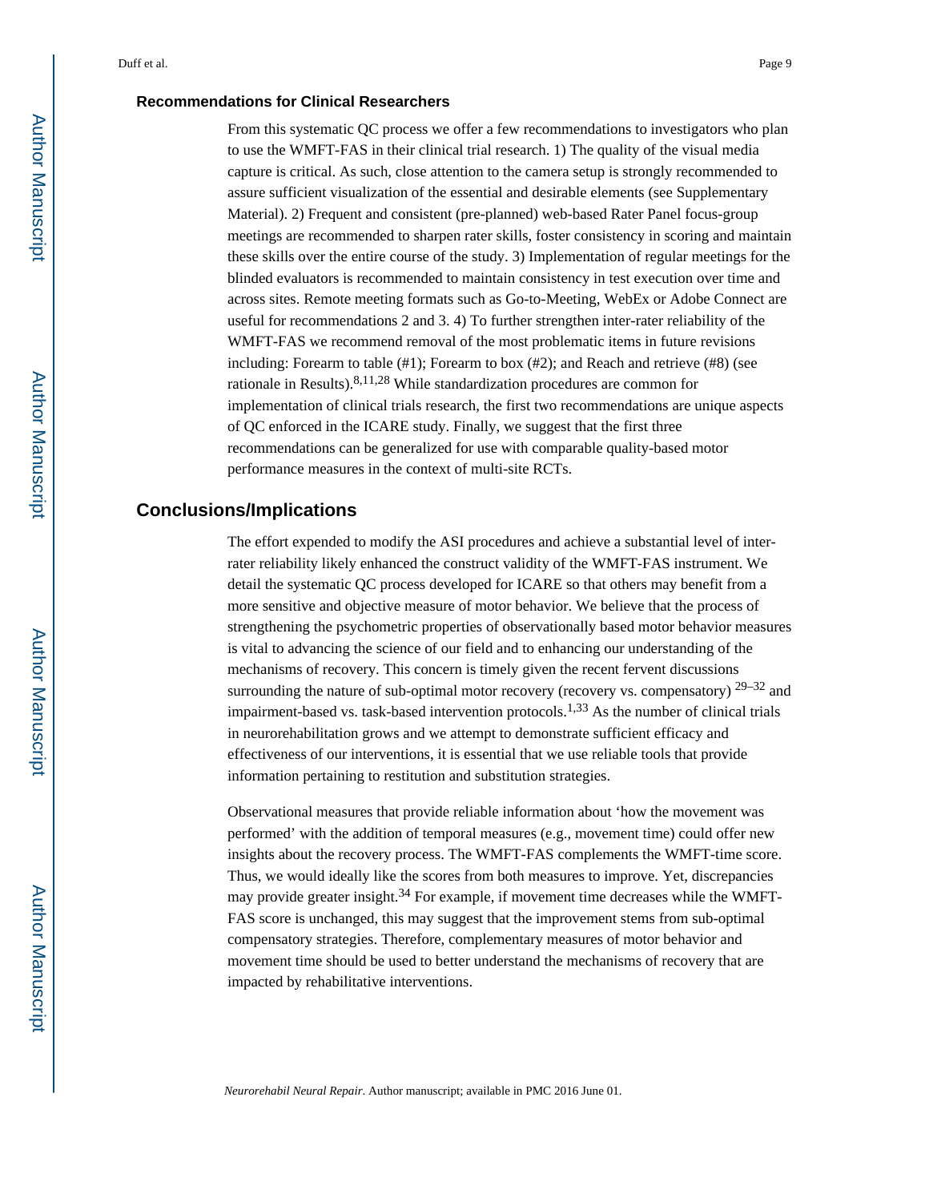### Recommendations for Clinical Researchers

From this systematic QC process we offer a few recommendations to investigators who plan to use the WMFT-FAS in their clinical trial research. 1) The quality of the visual media capture is critical. As such, close attention to the camera setup is strongly recommended to assure sufficient visualization of the essential and desirable elements (see Supplementary Material). 2) Frequent and consistent (pre-planned) web-based Rater Panel focus-group meetings are recommended to sharpen rater skills, foster consistency in scoring and maintain these skills over the entire course of the study. 3) Implementation of regular meetings for the blinded evaluators is recommended to maintain consistency in test execution over time and across sites. Remote meeting formats such as Go-to-Meeting, WebEx or Adobe Connect are useful for recommendations 2 and 3. 4) To further strengthen inter-rater reliability of the WMFT-FAS we recommend removal of the most problematic items in future revisions including: Forearm to table (#1); Forearm to box (#2); and Reach and retrieve (#8) (see rationale in Results).[8,11,28] While standardization procedures are common for implementation of clinical trials research, the first two recommendations are unique aspects of QC enforced in the ICARE study. Finally, we suggest that the first three recommendations can be generalized for use with comparable quality-based motor performance measures in the context of multi-site RCTs.

## Conclusions/Implications

The effort expended to modify the ASI procedures and achieve a substantial level of inter-rater reliability likely enhanced the construct validity of the WMFT-FAS instrument. We detail the systematic QC process developed for ICARE so that others may benefit from a more sensitive and objective measure of motor behavior. We believe that the process of strengthening the psychometric properties of observationally based motor behavior measures is vital to advancing the science of our field and to enhancing our understanding of the mechanisms of recovery. This concern is timely given the recent fervent discussions surrounding the nature of sub-optimal motor recovery (recovery vs. compensatory) [29–32] and impairment-based vs. task-based intervention protocols.[1,33] As the number of clinical trials in neurorehabilitation grows and we attempt to demonstrate sufficient efficacy and effectiveness of our interventions, it is essential that we use reliable tools that provide information pertaining to restitution and substitution strategies.

Observational measures that provide reliable information about 'how the movement was performed' with the addition of temporal measures (e.g., movement time) could offer new insights about the recovery process. The WMFT-FAS complements the WMFT-time score. Thus, we would ideally like the scores from both measures to improve. Yet, discrepancies may provide greater insight.[34] For example, if movement time decreases while the WMFT-FAS score is unchanged, this may suggest that the improvement stems from sub-optimal compensatory strategies. Therefore, complementary measures of motor behavior and movement time should be used to better understand the mechanisms of recovery that are impacted by rehabilitative interventions.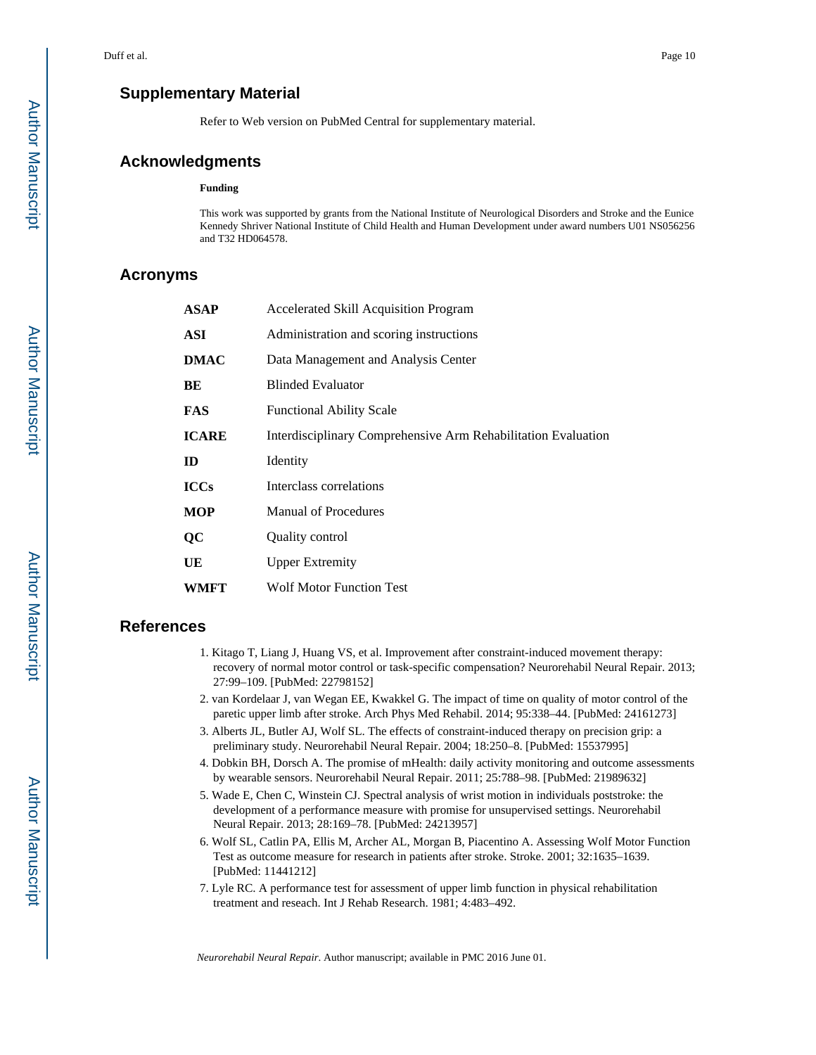## Supplementary Material

Refer to Web version on PubMed Central for supplementary material.

## Acknowledgments

**Funding**

This work was supported by grants from the National Institute of Neurological Disorders and Stroke and the Eunice Kennedy Shriver National Institute of Child Health and Human Development under award numbers U01 NS056256 and T32 HD064578.

## Acronyms

| | |
|---|---|
| **ASAP** | Accelerated Skill Acquisition Program |
| **ASI** | Administration and scoring instructions |
| **DMAC** | Data Management and Analysis Center |
| **BE** | Blinded Evaluator |
| **FAS** | Functional Ability Scale |
| **ICARE** | Interdisciplinary Comprehensive Arm Rehabilitation Evaluation |
| **ID** | Identity |
| **ICCs** | Interclass correlations |
| **MOP** | Manual of Procedures |
| **QC** | Quality control |
| **UE** | Upper Extremity |
| **WMFT** | Wolf Motor Function Test |

## References

1. Kitago T, Liang J, Huang VS, et al. Improvement after constraint-induced movement therapy: recovery of normal motor control or task-specific compensation? Neurorehabil Neural Repair. 2013; 27:99–109. [PubMed: 22798152]
2. van Kordelaar J, van Wegan EE, Kwakkel G. The impact of time on quality of motor control of the paretic upper limb after stroke. Arch Phys Med Rehabil. 2014; 95:338–44. [PubMed: 24161273]
3. Alberts JL, Butler AJ, Wolf SL. The effects of constraint-induced therapy on precision grip: a preliminary study. Neurorehabil Neural Repair. 2004; 18:250–8. [PubMed: 15537995]
4. Dobkin BH, Dorsch A. The promise of mHealth: daily activity monitoring and outcome assessments by wearable sensors. Neurorehabil Neural Repair. 2011; 25:788–98. [PubMed: 21989632]
5. Wade E, Chen C, Winstein CJ. Spectral analysis of wrist motion in individuals poststroke: the development of a performance measure with promise for unsupervised settings. Neurorehabil Neural Repair. 2013; 28:169–78. [PubMed: 24213957]
6. Wolf SL, Catlin PA, Ellis M, Archer AL, Morgan B, Piacentino A. Assessing Wolf Motor Function Test as outcome measure for research in patients after stroke. Stroke. 2001; 32:1635–1639. [PubMed: 11441212]
7. Lyle RC. A performance test for assessment of upper limb function in physical rehabilitation treatment and reseach. Int J Rehab Research. 1981; 4:483–492.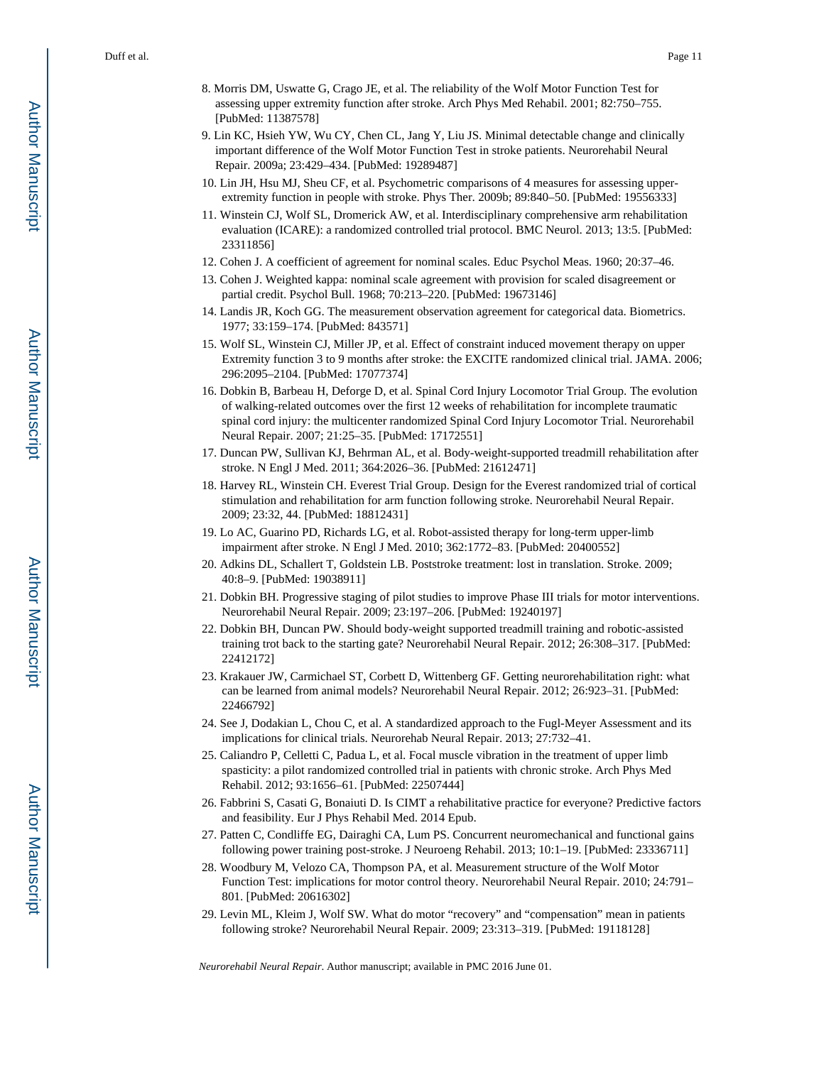8. Morris DM, Uswatte G, Crago JE, et al. The reliability of the Wolf Motor Function Test for assessing upper extremity function after stroke. Arch Phys Med Rehabil. 2001; 82:750–755. [PubMed: 11387578]
9. Lin KC, Hsieh YW, Wu CY, Chen CL, Jang Y, Liu JS. Minimal detectable change and clinically important difference of the Wolf Motor Function Test in stroke patients. Neurorehabil Neural Repair. 2009a; 23:429–434. [PubMed: 19289487]
10. Lin JH, Hsu MJ, Sheu CF, et al. Psychometric comparisons of 4 measures for assessing upper-extremity function in people with stroke. Phys Ther. 2009b; 89:840–50. [PubMed: 19556333]
11. Winstein CJ, Wolf SL, Dromerick AW, et al. Interdisciplinary comprehensive arm rehabilitation evaluation (ICARE): a randomized controlled trial protocol. BMC Neurol. 2013; 13:5. [PubMed: 23311856]
12. Cohen J. A coefficient of agreement for nominal scales. Educ Psychol Meas. 1960; 20:37–46.
13. Cohen J. Weighted kappa: nominal scale agreement with provision for scaled disagreement or partial credit. Psychol Bull. 1968; 70:213–220. [PubMed: 19673146]
14. Landis JR, Koch GG. The measurement observation agreement for categorical data. Biometrics. 1977; 33:159–174. [PubMed: 843571]
15. Wolf SL, Winstein CJ, Miller JP, et al. Effect of constraint induced movement therapy on upper Extremity function 3 to 9 months after stroke: the EXCITE randomized clinical trial. JAMA. 2006; 296:2095–2104. [PubMed: 17077374]
16. Dobkin B, Barbeau H, Deforge D, et al. Spinal Cord Injury Locomotor Trial Group. The evolution of walking-related outcomes over the first 12 weeks of rehabilitation for incomplete traumatic spinal cord injury: the multicenter randomized Spinal Cord Injury Locomotor Trial. Neurorehabil Neural Repair. 2007; 21:25–35. [PubMed: 17172551]
17. Duncan PW, Sullivan KJ, Behrman AL, et al. Body-weight-supported treadmill rehabilitation after stroke. N Engl J Med. 2011; 364:2026–36. [PubMed: 21612471]
18. Harvey RL, Winstein CH. Everest Trial Group. Design for the Everest randomized trial of cortical stimulation and rehabilitation for arm function following stroke. Neurorehabil Neural Repair. 2009; 23:32, 44. [PubMed: 18812431]
19. Lo AC, Guarino PD, Richards LG, et al. Robot-assisted therapy for long-term upper-limb impairment after stroke. N Engl J Med. 2010; 362:1772–83. [PubMed: 20400552]
20. Adkins DL, Schallert T, Goldstein LB. Poststroke treatment: lost in translation. Stroke. 2009; 40:8–9. [PubMed: 19038911]
21. Dobkin BH. Progressive staging of pilot studies to improve Phase III trials for motor interventions. Neurorehabil Neural Repair. 2009; 23:197–206. [PubMed: 19240197]
22. Dobkin BH, Duncan PW. Should body-weight supported treadmill training and robotic-assisted training trot back to the starting gate? Neurorehabil Neural Repair. 2012; 26:308–317. [PubMed: 22412172]
23. Krakauer JW, Carmichael ST, Corbett D, Wittenberg GF. Getting neurorehabilitation right: what can be learned from animal models? Neurorehabil Neural Repair. 2012; 26:923–31. [PubMed: 22466792]
24. See J, Dodakian L, Chou C, et al. A standardized approach to the Fugl-Meyer Assessment and its implications for clinical trials. Neurorehab Neural Repair. 2013; 27:732–41.
25. Caliandro P, Celletti C, Padua L, et al. Focal muscle vibration in the treatment of upper limb spasticity: a pilot randomized controlled trial in patients with chronic stroke. Arch Phys Med Rehabil. 2012; 93:1656–61. [PubMed: 22507444]
26. Fabbrini S, Casati G, Bonaiuti D. Is CIMT a rehabilitative practice for everyone? Predictive factors and feasibility. Eur J Phys Rehabil Med. 2014 Epub.
27. Patten C, Condliffe EG, Dairaghi CA, Lum PS. Concurrent neuromechanical and functional gains following power training post-stroke. J Neuroeng Rehabil. 2013; 10:1–19. [PubMed: 23336711]
28. Woodbury M, Velozo CA, Thompson PA, et al. Measurement structure of the Wolf Motor Function Test: implications for motor control theory. Neurorehabil Neural Repair. 2010; 24:791–801. [PubMed: 20616302]
29. Levin ML, Kleim J, Wolf SW. What do motor "recovery" and "compensation" mean in patients following stroke? Neurorehabil Neural Repair. 2009; 23:313–319. [PubMed: 19118128]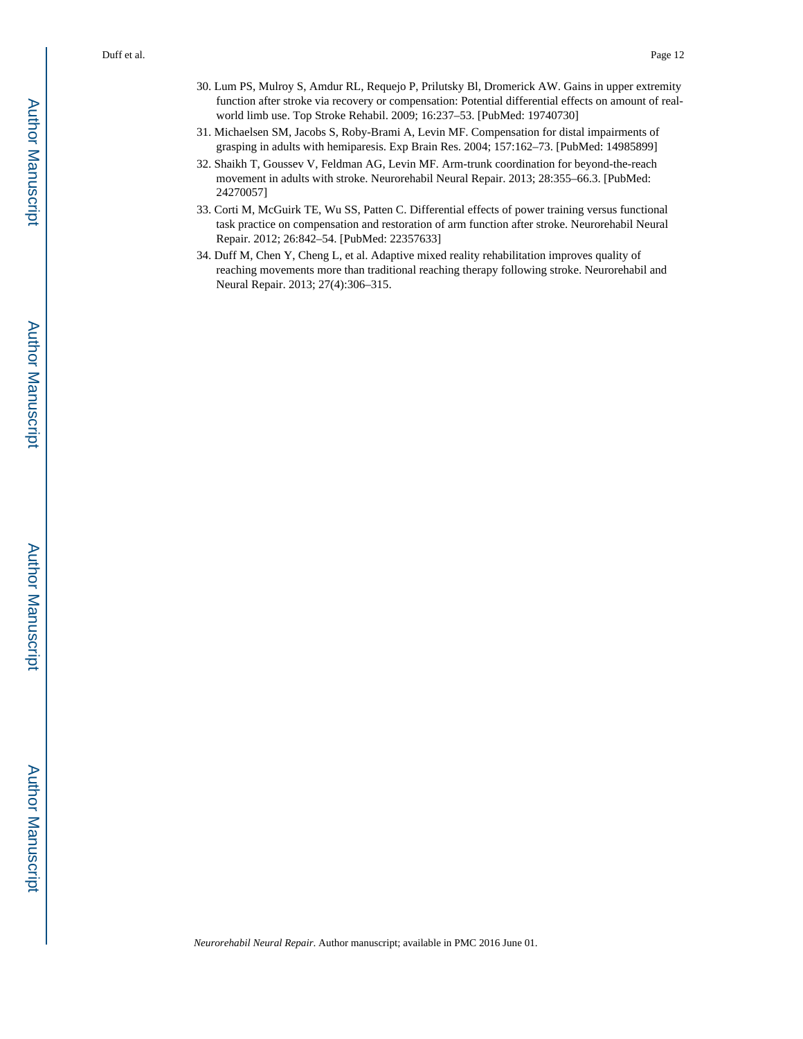30. Lum PS, Mulroy S, Amdur RL, Requejo P, Prilutsky Bl, Dromerick AW. Gains in upper extremity function after stroke via recovery or compensation: Potential differential effects on amount of real-world limb use. Top Stroke Rehabil. 2009; 16:237–53. [PubMed: 19740730]
31. Michaelsen SM, Jacobs S, Roby-Brami A, Levin MF. Compensation for distal impairments of grasping in adults with hemiparesis. Exp Brain Res. 2004; 157:162–73. [PubMed: 14985899]
32. Shaikh T, Goussev V, Feldman AG, Levin MF. Arm-trunk coordination for beyond-the-reach movement in adults with stroke. Neurorehabil Neural Repair. 2013; 28:355–66.3. [PubMed: 24270057]
33. Corti M, McGuirk TE, Wu SS, Patten C. Differential effects of power training versus functional task practice on compensation and restoration of arm function after stroke. Neurorehabil Neural Repair. 2012; 26:842–54. [PubMed: 22357633]
34. Duff M, Chen Y, Cheng L, et al. Adaptive mixed reality rehabilitation improves quality of reaching movements more than traditional reaching therapy following stroke. Neurorehabil and Neural Repair. 2013; 27(4):306–315.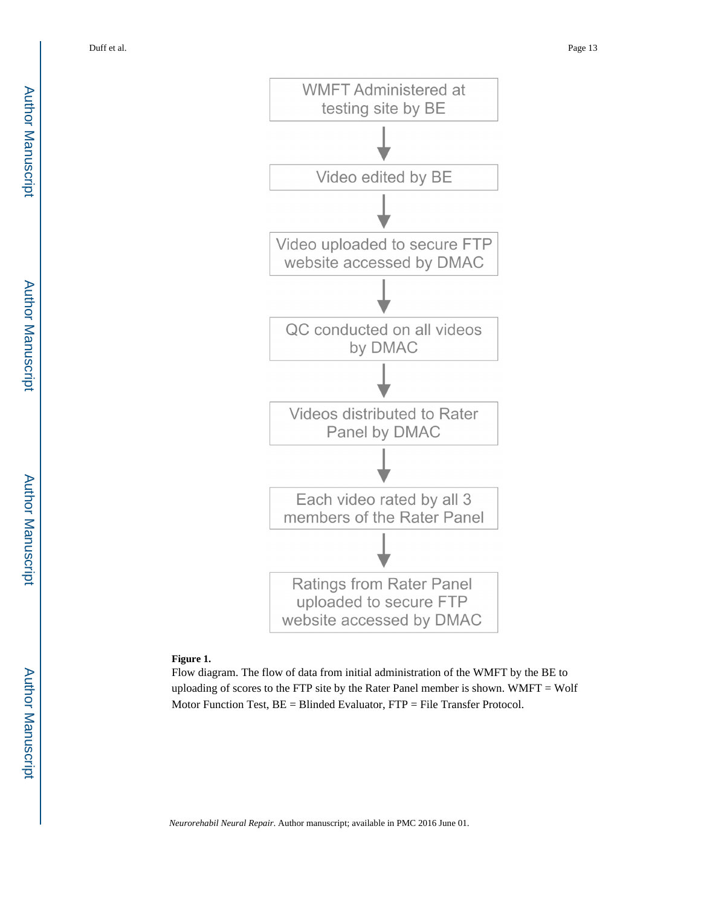WMFT Administered at testing site by BE

↓

Video edited by BE

↓

Video uploaded to secure FTP website accessed by DMAC

↓

QC conducted on all videos by DMAC

↓

Videos distributed to Rater Panel by DMAC

↓

Each video rated by all 3 members of the Rater Panel

↓

Ratings from Rater Panel uploaded to secure FTP website accessed by DMAC

**Figure 1.**

Flow diagram. The flow of data from initial administration of the WMFT by the BE to uploading of scores to the FTP site by the Rater Panel member is shown. WMFT = Wolf Motor Function Test, BE = Blinded Evaluator, FTP = File Transfer Protocol.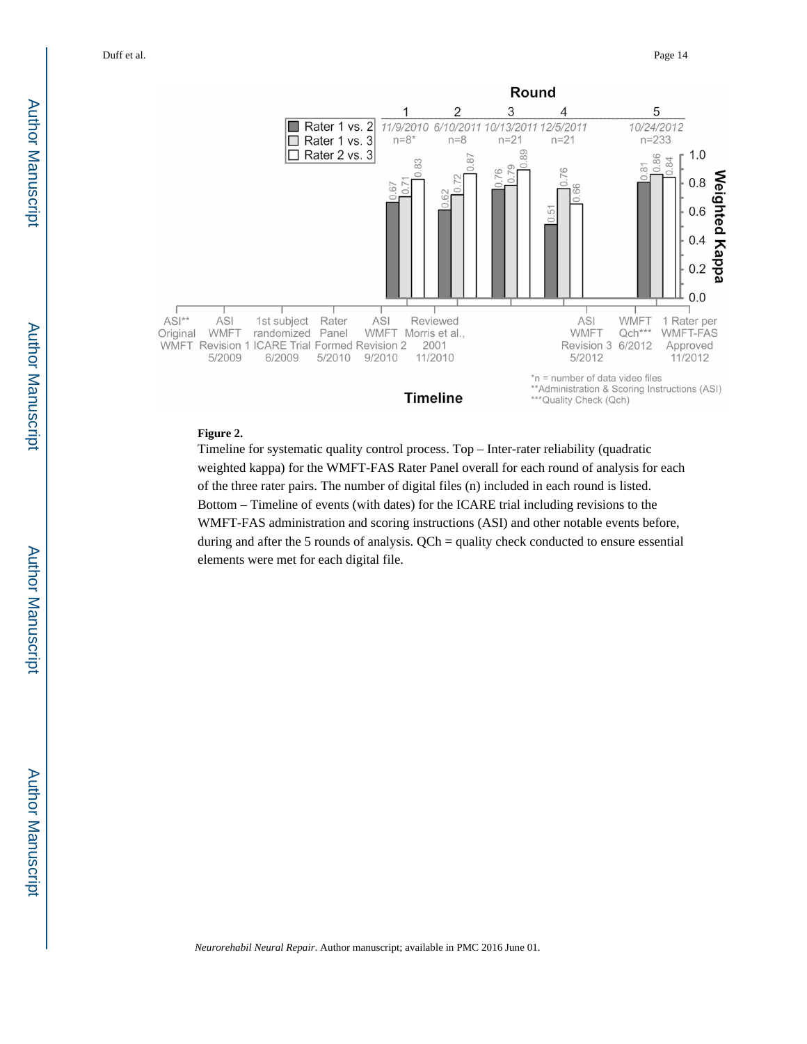**Figure 2.**

Timeline for systematic quality control process. Top – Inter-rater reliability (quadratic weighted kappa) for the WMFT-FAS Rater Panel overall for each round of analysis for each of the three rater pairs. The number of digital files (n) included in each round is listed. Bottom – Timeline of events (with dates) for the ICARE trial including revisions to the WMFT-FAS administration and scoring instructions (ASI) and other notable events before, during and after the 5 rounds of analysis. QCh = quality check conducted to ensure essential elements were met for each digital file.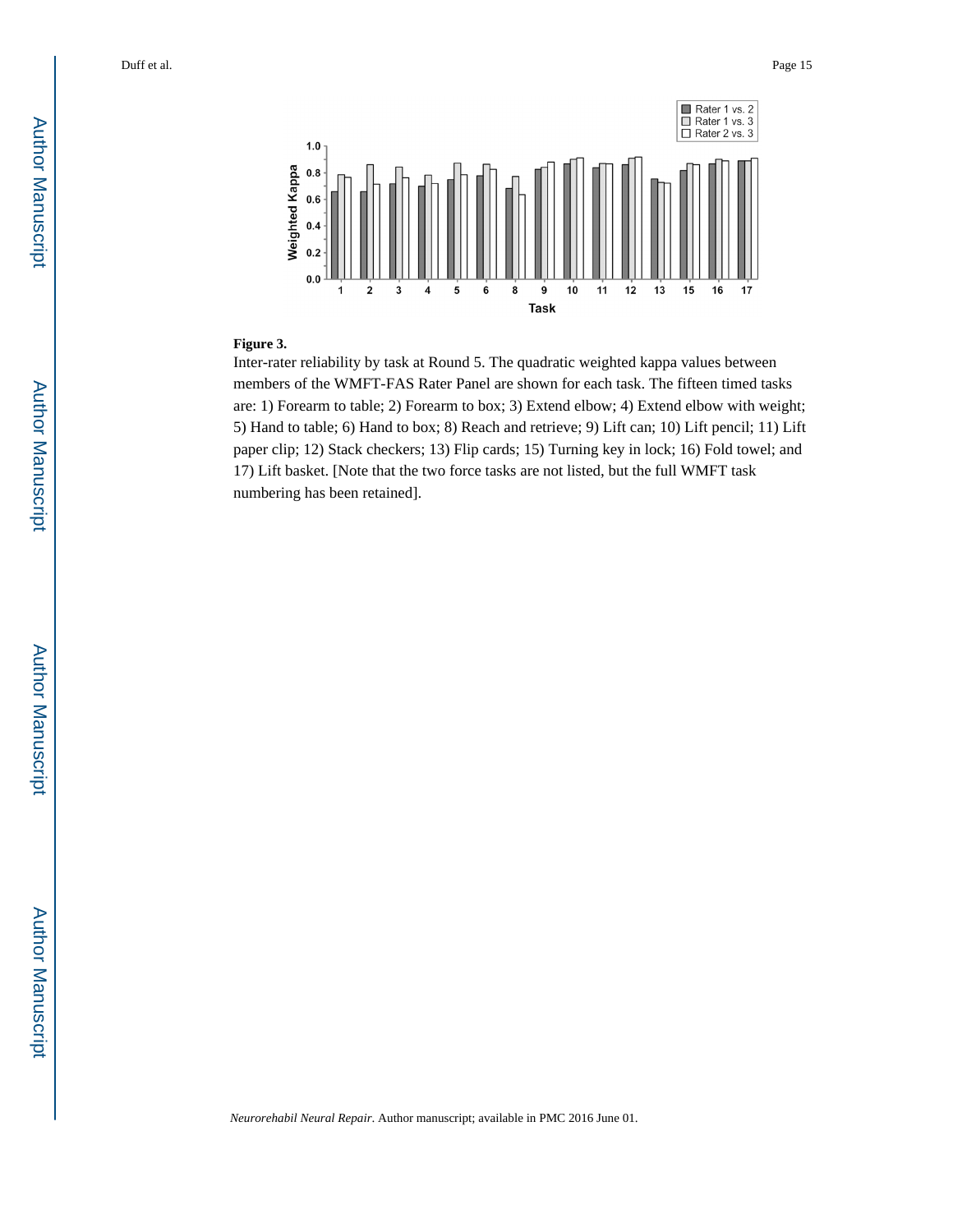Rater 1 vs. 2
Rater 1 vs. 3
Rater 2 vs. 3

1.0
0.8
0.6
0.4
0.2
0.0

Weighted Kappa

1 2 3 4 5 6 8 9 10 11 12 13 15 16 17

Task

**Figure 3.**

Inter-rater reliability by task at Round 5. The quadratic weighted kappa values between members of the WMFT-FAS Rater Panel are shown for each task. The fifteen timed tasks are: 1) Forearm to table; 2) Forearm to box; 3) Extend elbow; 4) Extend elbow with weight; 5) Hand to table; 6) Hand to box; 8) Reach and retrieve; 9) Lift can; 10) Lift pencil; 11) Lift paper clip; 12) Stack checkers; 13) Flip cards; 15) Turning key in lock; 16) Fold towel; and 17) Lift basket. [Note that the two force tasks are not listed, but the full WMFT task numbering has been retained].